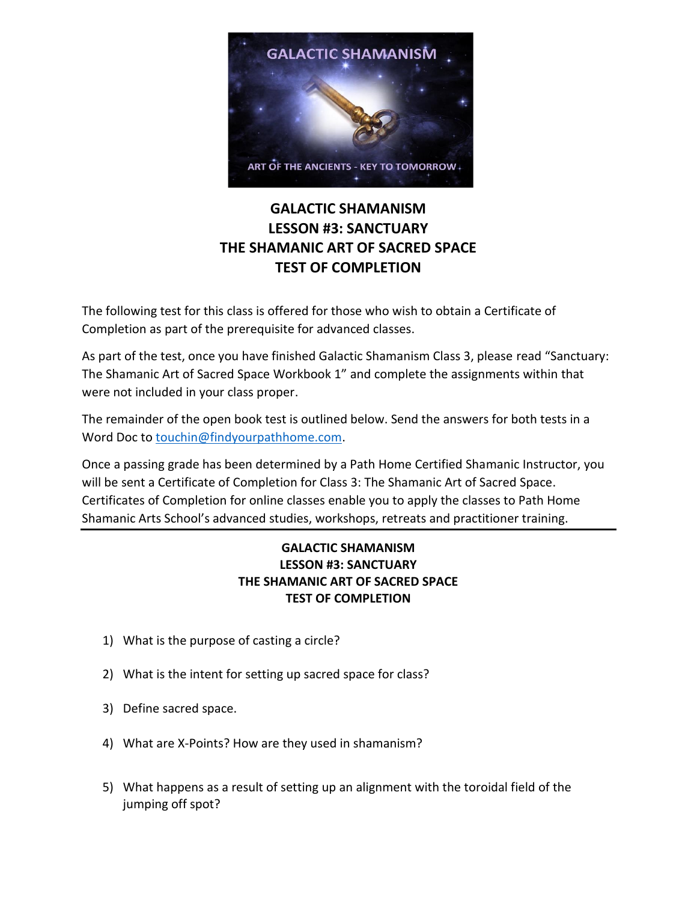# GALACTIC SHAMANISM
## LESSON #3: SANCTUARY
## THE SHAMANIC ART OF SACRED SPACE
## TEST OF COMPLETION

The following test for this class is offered for those who wish to obtain a Certificate of Completion as part of the prerequisite for advanced classes.

As part of the test, once you have finished Galactic Shamanism Class 3, please read "Sanctuary: The Shamanic Art of Sacred Space Workbook 1" and complete the assignments within that were not included in your class proper.

The remainder of the open book test is outlined below. Send the answers for both tests in a Word Doc to touchin@findyourpathhome.com.

Once a passing grade has been determined by a Path Home Certified Shamanic Instructor, you will be sent a Certificate of Completion for Class 3: The Shamanic Art of Sacred Space. Certificates of Completion for online classes enable you to apply the classes to Path Home Shamanic Arts School's advanced studies, workshops, retreats and practitioner training.

---

**GALACTIC SHAMANISM**
**LESSON #3: SANCTUARY**
**THE SHAMANIC ART OF SACRED SPACE**
**TEST OF COMPLETION**

1) What is the purpose of casting a circle?

2) What is the intent for setting up sacred space for class?

3) Define sacred space.

4) What are X-Points? How are they used in shamanism?

5) What happens as a result of setting up an alignment with the toroidal field of the jumping off spot?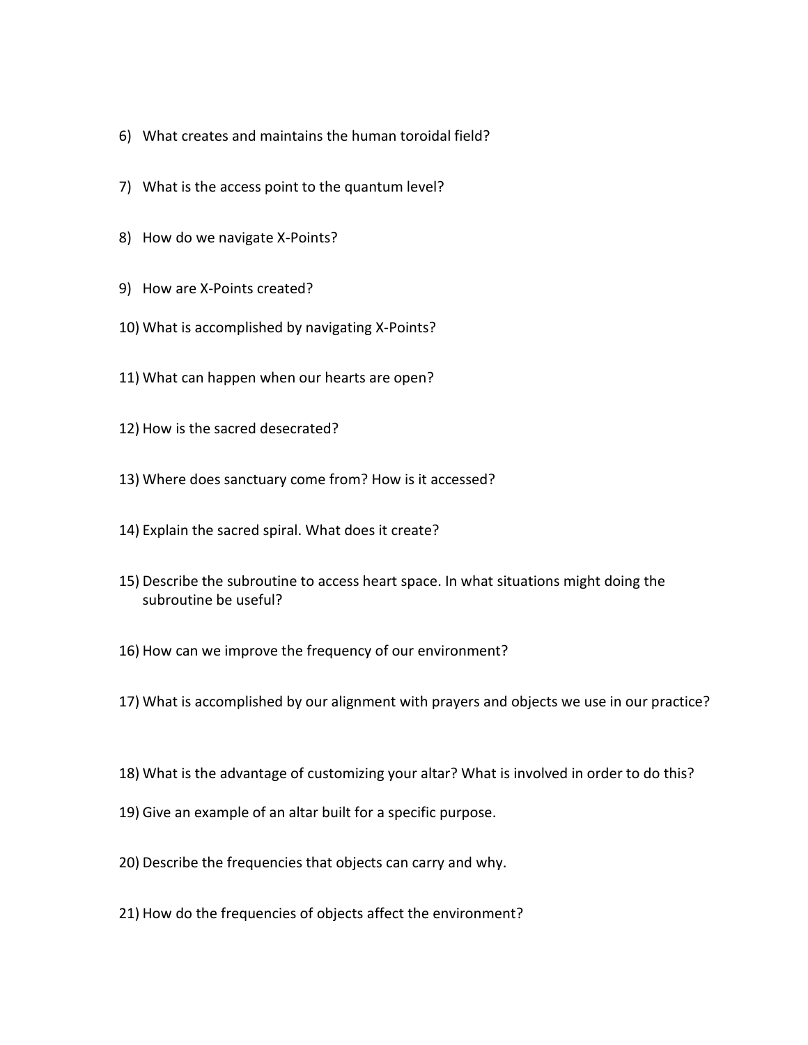6) What creates and maintains the human toroidal field?

7) What is the access point to the quantum level?

8) How do we navigate X-Points?

9) How are X-Points created?

10) What is accomplished by navigating X-Points?

11) What can happen when our hearts are open?

12) How is the sacred desecrated?

13) Where does sanctuary come from? How is it accessed?

14) Explain the sacred spiral. What does it create?

15) Describe the subroutine to access heart space. In what situations might doing the subroutine be useful?

16) How can we improve the frequency of our environment?

17) What is accomplished by our alignment with prayers and objects we use in our practice?

18) What is the advantage of customizing your altar? What is involved in order to do this?

19) Give an example of an altar built for a specific purpose.

20) Describe the frequencies that objects can carry and why.

21) How do the frequencies of objects affect the environment?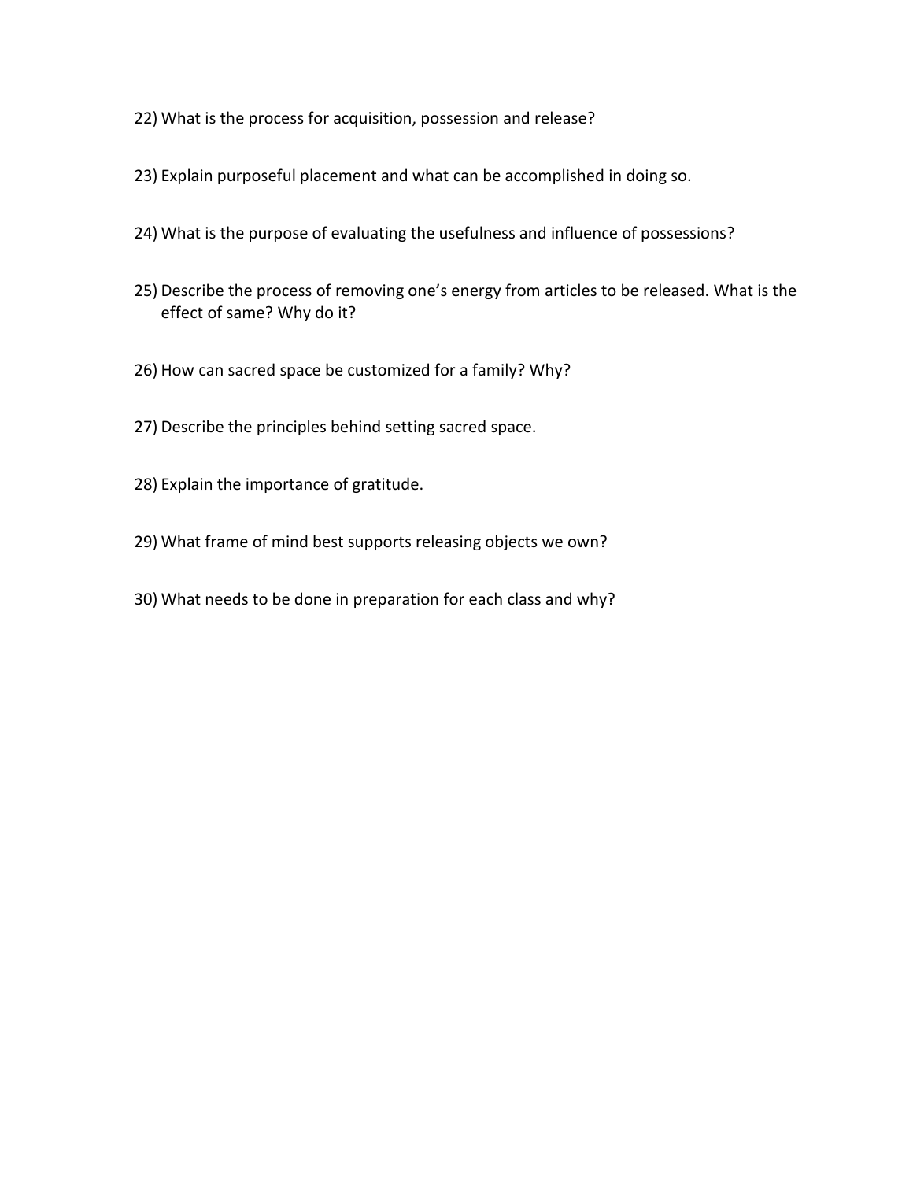22) What is the process for acquisition, possession and release?

23) Explain purposeful placement and what can be accomplished in doing so.

24) What is the purpose of evaluating the usefulness and influence of possessions?

25) Describe the process of removing one's energy from articles to be released. What is the effect of same? Why do it?

26) How can sacred space be customized for a family? Why?

27) Describe the principles behind setting sacred space.

28) Explain the importance of gratitude.

29) What frame of mind best supports releasing objects we own?

30) What needs to be done in preparation for each class and why?